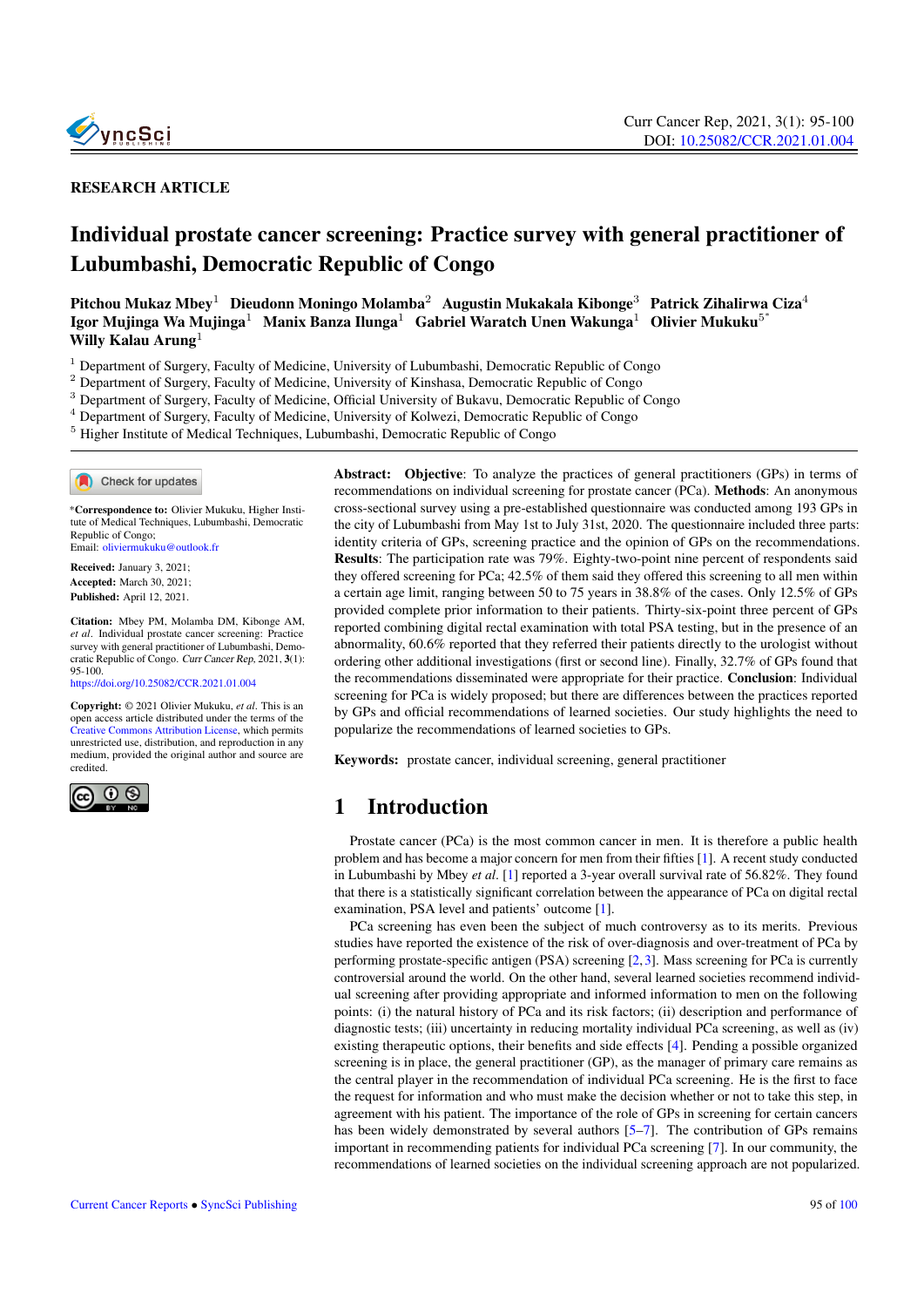RESEARCH ARTICLE

# Individual prostate cancer screening: Practice survey with general practitioner of Lubumbashi, Democratic Republic of Congo

**Pitchou Mukaz Mbey[1] Dieudonn Moningo Molamba[2] Augustin Mukakala Kibonge[3] Patrick Zihalirwa Ciza[4] Igor Mujinga Wa Mujinga[1] Manix Banza Ilunga[1] Gabriel Waratch Unen Wakunga[1] Olivier Mukuku[5*] Willy Kalau Arung[1]**

[1] Department of Surgery, Faculty of Medicine, University of Lubumbashi, Democratic Republic of Congo
[2] Department of Surgery, Faculty of Medicine, University of Kinshasa, Democratic Republic of Congo
[3] Department of Surgery, Faculty of Medicine, Official University of Bukavu, Democratic Republic of Congo
[4] Department of Surgery, Faculty of Medicine, University of Kolwezi, Democratic Republic of Congo
[5] Higher Institute of Medical Techniques, Lubumbashi, Democratic Republic of Congo

*Correspondence to: Olivier Mukuku, Higher Institute of Medical Techniques, Lubumbashi, Democratic Republic of Congo;
Email: oliviermukuku@outlook.fr

**Received:** January 3, 2021;
**Accepted:** March 30, 2021;
**Published:** April 12, 2021.

**Citation:** Mbey PM, Molamba DM, Kibonge AM, *et al*. Individual prostate cancer screening: Practice survey with general practitioner of Lubumbashi, Democratic Republic of Congo. *Curr Cancer Rep*, 2021, **3**(1): 95-100.
https://doi.org/10.25082/CCR.2021.01.004

**Copyright:** © 2021 Olivier Mukuku, *et al*. This is an open access article distributed under the terms of the Creative Commons Attribution License, which permits unrestricted use, distribution, and reproduction in any medium, provided the original author and source are credited.

**Abstract: Objective**: To analyze the practices of general practitioners (GPs) in terms of recommendations on individual screening for prostate cancer (PCa). **Methods**: An anonymous cross-sectional survey using a pre-established questionnaire was conducted among 193 GPs in the city of Lubumbashi from May 1st to July 31st, 2020. The questionnaire included three parts: identity criteria of GPs, screening practice and the opinion of GPs on the recommendations. **Results**: The participation rate was 79%. Eighty-two-point nine percent of respondents said they offered screening for PCa; 42.5% of them said they offered this screening to all men within a certain age limit, ranging between 50 to 75 years in 38.8% of the cases. Only 12.5% of GPs provided complete prior information to their patients. Thirty-six-point three percent of GPs reported combining digital rectal examination with total PSA testing, but in the presence of an abnormality, 60.6% reported that they referred their patients directly to the urologist without ordering other additional investigations (first or second line). Finally, 32.7% of GPs found that the recommendations disseminated were appropriate for their practice. **Conclusion**: Individual screening for PCa is widely proposed; but there are differences between the practices reported by GPs and official recommendations of learned societies. Our study highlights the need to popularize the recommendations of learned societies to GPs.

**Keywords:** prostate cancer, individual screening, general practitioner

## 1 Introduction

Prostate cancer (PCa) is the most common cancer in men. It is therefore a public health problem and has become a major concern for men from their fifties [1]. A recent study conducted in Lubumbashi by Mbey *et al*. [1] reported a 3-year overall survival rate of 56.82%. They found that there is a statistically significant correlation between the appearance of PCa on digital rectal examination, PSA level and patients' outcome [1].

PCa screening has even been the subject of much controversy as to its merits. Previous studies have reported the existence of the risk of over-diagnosis and over-treatment of PCa by performing prostate-specific antigen (PSA) screening [2, 3]. Mass screening for PCa is currently controversial around the world. On the other hand, several learned societies recommend individual screening after providing appropriate and informed information to men on the following points: (i) the natural history of PCa and its risk factors; (ii) description and performance of diagnostic tests; (iii) uncertainty in reducing mortality individual PCa screening, as well as (iv) existing therapeutic options, their benefits and side effects [4]. Pending a possible organized screening is in place, the general practitioner (GP), as the manager of primary care remains as the central player in the recommendation of individual PCa screening. He is the first to face the request for information and who must make the decision whether or not to take this step, in agreement with his patient. The importance of the role of GPs in screening for certain cancers has been widely demonstrated by several authors [5–7]. The contribution of GPs remains important in recommending patients for individual PCa screening [7]. In our community, the recommendations of learned societies on the individual screening approach are not popularized.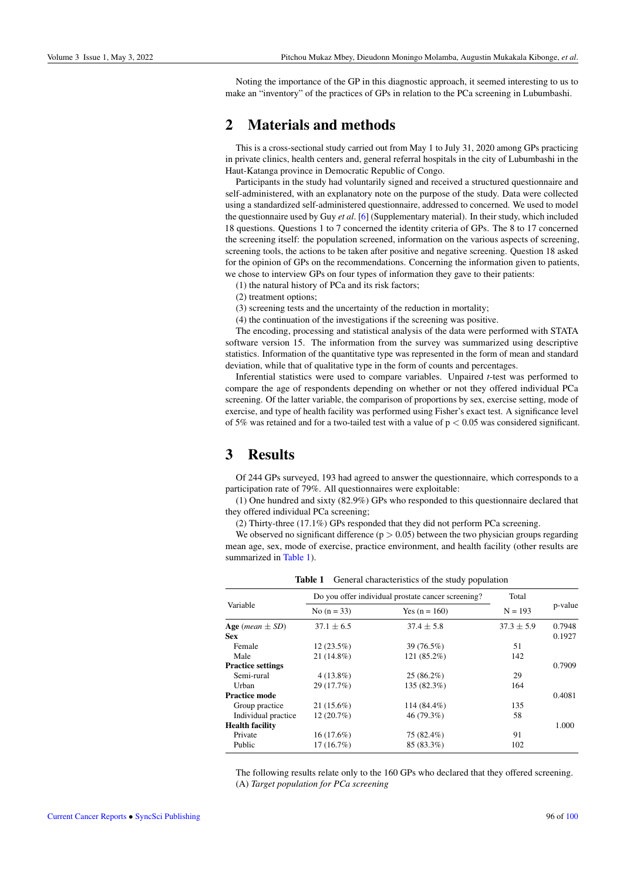Noting the importance of the GP in this diagnostic approach, it seemed interesting to us to make an "inventory" of the practices of GPs in relation to the PCa screening in Lubumbashi.

## 2 Materials and methods

This is a cross-sectional study carried out from May 1 to July 31, 2020 among GPs practicing in private clinics, health centers and, general referral hospitals in the city of Lubumbashi in the Haut-Katanga province in Democratic Republic of Congo.

Participants in the study had voluntarily signed and received a structured questionnaire and self-administered, with an explanatory note on the purpose of the study. Data were collected using a standardized self-administered questionnaire, addressed to concerned. We used to model the questionnaire used by Guy *et al*. [6] (Supplementary material). In their study, which included 18 questions. Questions 1 to 7 concerned the identity criteria of GPs. The 8 to 17 concerned the screening itself: the population screened, information on the various aspects of screening, screening tools, the actions to be taken after positive and negative screening. Question 18 asked for the opinion of GPs on the recommendations. Concerning the information given to patients, we chose to interview GPs on four types of information they gave to their patients:

(1) the natural history of PCa and its risk factors;

(2) treatment options;

(3) screening tests and the uncertainty of the reduction in mortality;

(4) the continuation of the investigations if the screening was positive.

The encoding, processing and statistical analysis of the data were performed with STATA software version 15. The information from the survey was summarized using descriptive statistics. Information of the quantitative type was represented in the form of mean and standard deviation, while that of qualitative type in the form of counts and percentages.

Inferential statistics were used to compare variables. Unpaired *t*-test was performed to compare the age of respondents depending on whether or not they offered individual PCa screening. Of the latter variable, the comparison of proportions by sex, exercise setting, mode of exercise, and type of health facility was performed using Fisher's exact test. A significance level of 5% was retained and for a two-tailed test with a value of $p < 0.05$ was considered significant.

## 3 Results

Of 244 GPs surveyed, 193 had agreed to answer the questionnaire, which corresponds to a participation rate of 79%. All questionnaires were exploitable:

(1) One hundred and sixty (82.9%) GPs who responded to this questionnaire declared that they offered individual PCa screening;

(2) Thirty-three (17.1%) GPs responded that they did not perform PCa screening.

We observed no significant difference ($p > 0.05$) between the two physician groups regarding mean age, sex, mode of exercise, practice environment, and health facility (other results are summarized in Table 1).

**Table 1** General characteristics of the study population

| Variable | Do you offer individual prostate cancer screening? | | Total | p-value |
|---|---|---|---|---|
| | No (n = 33) | Yes (n = 160) | N = 193 | |
| **Age** (*mean* ± *SD*) | 37.1 ± 6.5 | 37.4 ± 5.8 | 37.3 ± 5.9 | 0.7948 |
| **Sex** | | | | 0.1927 |
| Female | 12 (23.5%) | 39 (76.5%) | 51 | |
| Male | 21 (14.8%) | 121 (85.2%) | 142 | |
| **Practice settings** | | | | 0.7909 |
| Semi-rural | 4 (13.8%) | 25 (86.2%) | 29 | |
| Urban | 29 (17.7%) | 135 (82.3%) | 164 | |
| **Practice mode** | | | | 0.4081 |
| Group practice | 21 (15.6%) | 114 (84.4%) | 135 | |
| Individual practice | 12 (20.7%) | 46 (79.3%) | 58 | |
| **Health facility** | | | | 1.000 |
| Private | 16 (17.6%) | 75 (82.4%) | 91 | |
| Public | 17 (16.7%) | 85 (83.3%) | 102 | |

The following results relate only to the 160 GPs who declared that they offered screening.

(A) *Target population for PCa screening*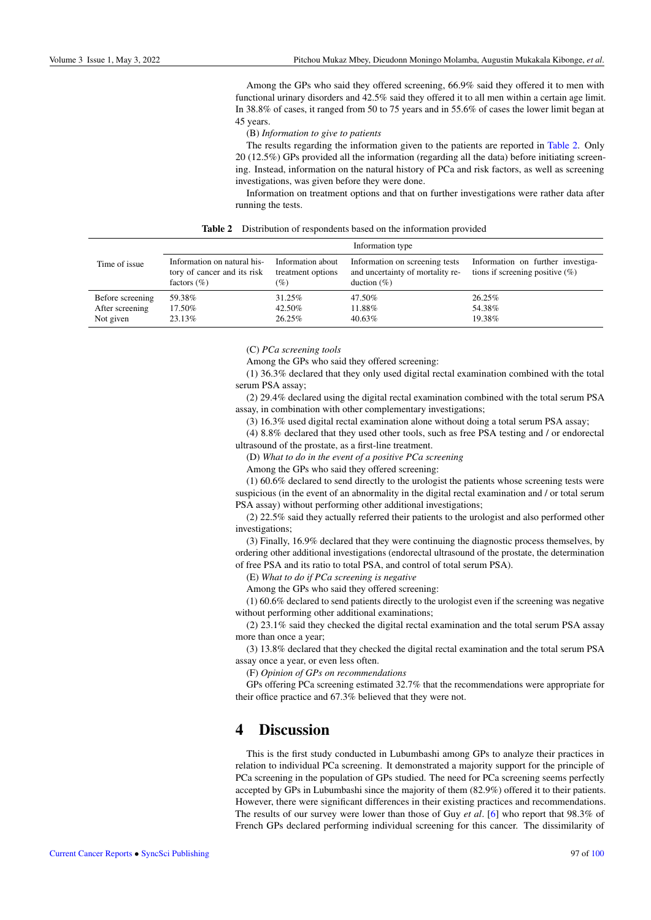Among the GPs who said they offered screening, 66.9% said they offered it to men with functional urinary disorders and 42.5% said they offered it to all men within a certain age limit. In 38.8% of cases, it ranged from 50 to 75 years and in 55.6% of cases the lower limit began at 45 years.

(B) *Information to give to patients*

The results regarding the information given to the patients are reported in Table 2. Only 20 (12.5%) GPs provided all the information (regarding all the data) before initiating screening. Instead, information on the natural history of PCa and risk factors, as well as screening investigations, was given before they were done.

Information on treatment options and that on further investigations were rather data after running the tests.

**Table 2** Distribution of respondents based on the information provided

| Time of issue | Information type | | | |
|---|---|---|---|---|
| | Information on natural history of cancer and its risk factors (%) | Information about treatment options (%) | Information on screening tests and uncertainty of mortality reduction (%) | Information on further investigations if screening positive (%) |
| Before screening | 59.38% | 31.25% | 47.50% | 26.25% |
| After screening | 17.50% | 42.50% | 11.88% | 54.38% |
| Not given | 23.13% | 26.25% | 40.63% | 19.38% |

(C) *PCa screening tools*

Among the GPs who said they offered screening:

(1) 36.3% declared that they only used digital rectal examination combined with the total serum PSA assay;

(2) 29.4% declared using the digital rectal examination combined with the total serum PSA assay, in combination with other complementary investigations;

(3) 16.3% used digital rectal examination alone without doing a total serum PSA assay;

(4) 8.8% declared that they used other tools, such as free PSA testing and / or endorectal ultrasound of the prostate, as a first-line treatment.

(D) *What to do in the event of a positive PCa screening*

Among the GPs who said they offered screening:

(1) 60.6% declared to send directly to the urologist the patients whose screening tests were suspicious (in the event of an abnormality in the digital rectal examination and / or total serum PSA assay) without performing other additional investigations;

(2) 22.5% said they actually referred their patients to the urologist and also performed other investigations;

(3) Finally, 16.9% declared that they were continuing the diagnostic process themselves, by ordering other additional investigations (endorectal ultrasound of the prostate, the determination of free PSA and its ratio to total PSA, and control of total serum PSA).

(E) *What to do if PCa screening is negative*

Among the GPs who said they offered screening:

(1) 60.6% declared to send patients directly to the urologist even if the screening was negative without performing other additional examinations;

(2) 23.1% said they checked the digital rectal examination and the total serum PSA assay more than once a year;

(3) 13.8% declared that they checked the digital rectal examination and the total serum PSA assay once a year, or even less often.

(F) *Opinion of GPs on recommendations*

GPs offering PCa screening estimated 32.7% that the recommendations were appropriate for their office practice and 67.3% believed that they were not.

# 4 Discussion

This is the first study conducted in Lubumbashi among GPs to analyze their practices in relation to individual PCa screening. It demonstrated a majority support for the principle of PCa screening in the population of GPs studied. The need for PCa screening seems perfectly accepted by GPs in Lubumbashi since the majority of them (82.9%) offered it to their patients. However, there were significant differences in their existing practices and recommendations. The results of our survey were lower than those of Guy *et al*. [6] who report that 98.3% of French GPs declared performing individual screening for this cancer. The dissimilarity of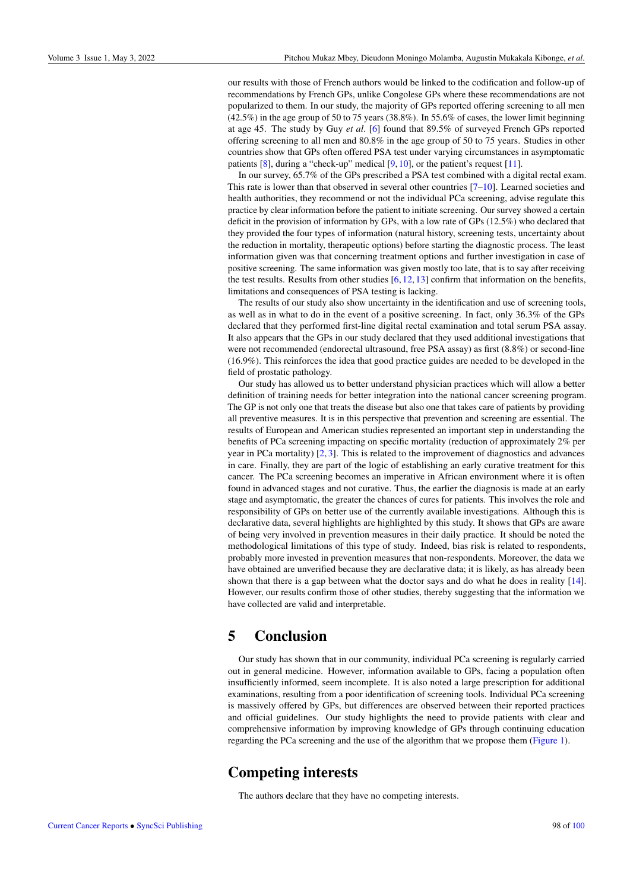our results with those of French authors would be linked to the codification and follow-up of recommendations by French GPs, unlike Congolese GPs where these recommendations are not popularized to them. In our study, the majority of GPs reported offering screening to all men (42.5%) in the age group of 50 to 75 years (38.8%). In 55.6% of cases, the lower limit beginning at age 45. The study by Guy *et al*. [6] found that 89.5% of surveyed French GPs reported offering screening to all men and 80.8% in the age group of 50 to 75 years. Studies in other countries show that GPs often offered PSA test under varying circumstances in asymptomatic patients [8], during a "check-up" medical [9, 10], or the patient's request [11].

In our survey, 65.7% of the GPs prescribed a PSA test combined with a digital rectal exam. This rate is lower than that observed in several other countries [7–10]. Learned societies and health authorities, they recommend or not the individual PCa screening, advise regulate this practice by clear information before the patient to initiate screening. Our survey showed a certain deficit in the provision of information by GPs, with a low rate of GPs (12.5%) who declared that they provided the four types of information (natural history, screening tests, uncertainty about the reduction in mortality, therapeutic options) before starting the diagnostic process. The least information given was that concerning treatment options and further investigation in case of positive screening. The same information was given mostly too late, that is to say after receiving the test results. Results from other studies [6, 12, 13] confirm that information on the benefits, limitations and consequences of PSA testing is lacking.

The results of our study also show uncertainty in the identification and use of screening tools, as well as in what to do in the event of a positive screening. In fact, only 36.3% of the GPs declared that they performed first-line digital rectal examination and total serum PSA assay. It also appears that the GPs in our study declared that they used additional investigations that were not recommended (endorectal ultrasound, free PSA assay) as first (8.8%) or second-line (16.9%). This reinforces the idea that good practice guides are needed to be developed in the field of prostatic pathology.

Our study has allowed us to better understand physician practices which will allow a better definition of training needs for better integration into the national cancer screening program. The GP is not only one that treats the disease but also one that takes care of patients by providing all preventive measures. It is in this perspective that prevention and screening are essential. The results of European and American studies represented an important step in understanding the benefits of PCa screening impacting on specific mortality (reduction of approximately 2% per year in PCa mortality) [2, 3]. This is related to the improvement of diagnostics and advances in care. Finally, they are part of the logic of establishing an early curative treatment for this cancer. The PCa screening becomes an imperative in African environment where it is often found in advanced stages and not curative. Thus, the earlier the diagnosis is made at an early stage and asymptomatic, the greater the chances of cures for patients. This involves the role and responsibility of GPs on better use of the currently available investigations. Although this is declarative data, several highlights are highlighted by this study. It shows that GPs are aware of being very involved in prevention measures in their daily practice. It should be noted the methodological limitations of this type of study. Indeed, bias risk is related to respondents, probably more invested in prevention measures that non-respondents. Moreover, the data we have obtained are unverified because they are declarative data; it is likely, as has already been shown that there is a gap between what the doctor says and do what he does in reality [14]. However, our results confirm those of other studies, thereby suggesting that the information we have collected are valid and interpretable.

## 5 Conclusion

Our study has shown that in our community, individual PCa screening is regularly carried out in general medicine. However, information available to GPs, facing a population often insufficiently informed, seem incomplete. It is also noted a large prescription for additional examinations, resulting from a poor identification of screening tools. Individual PCa screening is massively offered by GPs, but differences are observed between their reported practices and official guidelines. Our study highlights the need to provide patients with clear and comprehensive information by improving knowledge of GPs through continuing education regarding the PCa screening and the use of the algorithm that we propose them (Figure 1).

## Competing interests

The authors declare that they have no competing interests.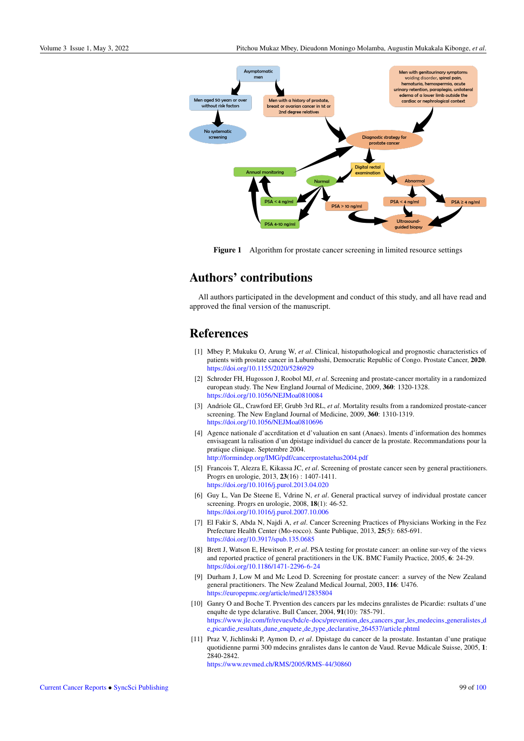Figure 1 Algorithm for prostate cancer screening in limited resource settings

## Authors' contributions

All authors participated in the development and conduct of this study, and all have read and approved the final version of the manuscript.

## References

[1] Mbey P, Mukuku O, Arung W, *et al*. Clinical, histopathological and prognostic characteristics of patients with prostate cancer in Lubumbashi, Democratic Republic of Congo. Prostate Cancer, **2020**. https://doi.org/10.1155/2020/5286929

[2] Schroder FH, Hugosson J, Roobol MJ, *et al*. Screening and prostate-cancer mortality in a randomized european study. The New England Journal of Medicine, 2009, **360**: 1320-1328. https://doi.org/10.1056/NEJMoa0810084

[3] Andriole GL, Crawford EF, Grubb 3rd RL, *et al*. Mortality results from a randomized prostate-cancer screening. The New England Journal of Medicine, 2009, **360**: 1310-1319. https://doi.org/10.1056/NEJMoa0810696

[4] Agence nationale d'accrditation et d'valuation en sant (Anaes). lments d'information des hommes envisageant la ralisation d'un dpistage individuel du cancer de la prostate. Recommandations pour la pratique clinique. Septembre 2004. http://formindep.org/IMG/pdf/cancerprostatehas2004.pdf

[5] Francois T, Alezra E, Kikassa JC, *et al*. Screening of prostate cancer seen by general practitioners. Progrs en urologie, 2013, **23**(16) : 1407-1411. https://doi.org/10.1016/j.purol.2013.04.020

[6] Guy L, Van De Steene E, Vdrine N, *et al*. General practical survey of individual prostate cancer screening. Progrs en urologie, 2008, **18**(1): 46-52. https://doi.org/10.1016/j.purol.2007.10.006

[7] El Fakir S, Abda N, Najdi A, *et al*. Cancer Screening Practices of Physicians Working in the Fez Prefecture Health Center (Mo-rocco). Sante Publique, 2013, **25**(5): 685-691. https://doi.org/10.3917/spub.135.0685

[8] Brett J, Watson E, Hewitson P, *et al*. PSA testing for prostate cancer: an online sur-vey of the views and reported practice of general practitioners in the UK. BMC Family Practice, 2005, **6**: 24-29. https://doi.org/10.1186/1471-2296-6-24

[9] Durham J, Low M and Mc Leod D. Screening for prostate cancer: a survey of the New Zealand general practitioners. The New Zealand Medical Journal, 2003, **116**: U476. https://europepmc.org/article/med/12835804

[10] Ganry O and Boche T. Prvention des cancers par les mdecins gnralistes de Picardie: rsultats d'une enqulte de type dclarative. Bull Cancer, 2004, **91**(10): 785-791. https://www.jle.com/fr/revues/bdc/e-docs/prevention_des_cancers_par_les_medecins_generalistes_de_picardie_resultats_dune_enquete_de_type_declarative_264537/article.phtml

[11] Praz V, Jichlinski P, Aymon D, *et al*. Dpistage du cancer de la prostate. Instantan d'une pratique quotidienne parmi 300 mdecins gnralistes dans le canton de Vaud. Revue Mdicale Suisse, 2005, **1**: 2840-2842. https://www.revmed.ch/RMS/2005/RMS-44/30860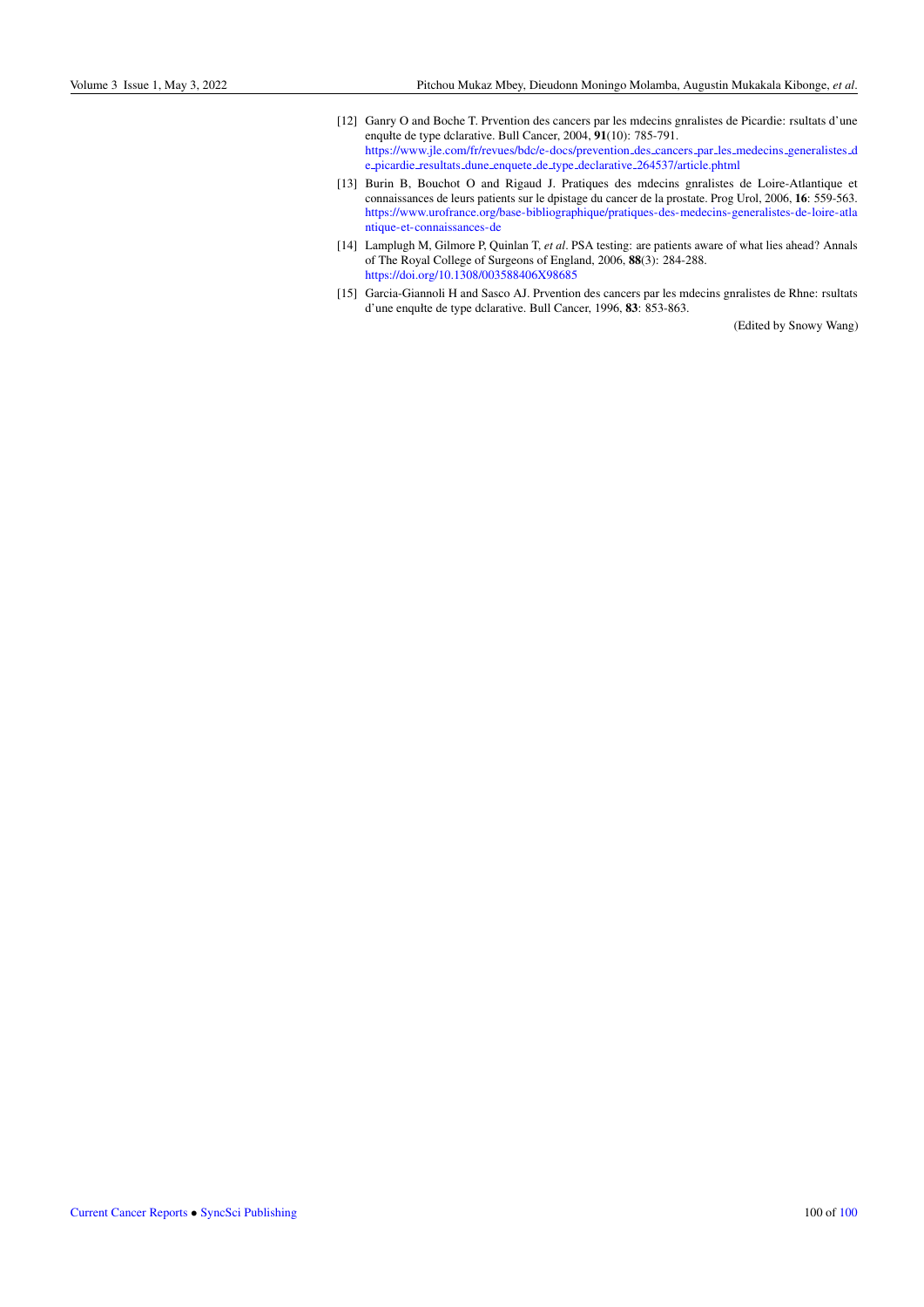[12] Ganry O and Boche T. Prvention des cancers par les mdecins gnralistes de Picardie: rsultats d'une enqułte de type dclarative. Bull Cancer, 2004, **91**(10): 785-791. https://www.jle.com/fr/revues/bdc/e-docs/prevention_des_cancers_par_les_medecins_generalistes_de_picardie_resultats_dune_enquete_de_type_declarative_264537/article.phtml

[13] Burin B, Bouchot O and Rigaud J. Pratiques des mdecins gnralistes de Loire-Atlantique et connaissances de leurs patients sur le dpistage du cancer de la prostate. Prog Urol, 2006, **16**: 559-563. https://www.urofrance.org/base-bibliographique/pratiques-des-medecins-generalistes-de-loire-atlantique-et-connaissances-de

[14] Lamplugh M, Gilmore P, Quinlan T, *et al*. PSA testing: are patients aware of what lies ahead? Annals of The Royal College of Surgeons of England, 2006, **88**(3): 284-288. https://doi.org/10.1308/003588406X98685

[15] Garcia-Giannoli H and Sasco AJ. Prvention des cancers par les mdecins gnralistes de Rhne: rsultats d'une enqułte de type dclarative. Bull Cancer, 1996, **83**: 853-863.

(Edited by Snowy Wang)